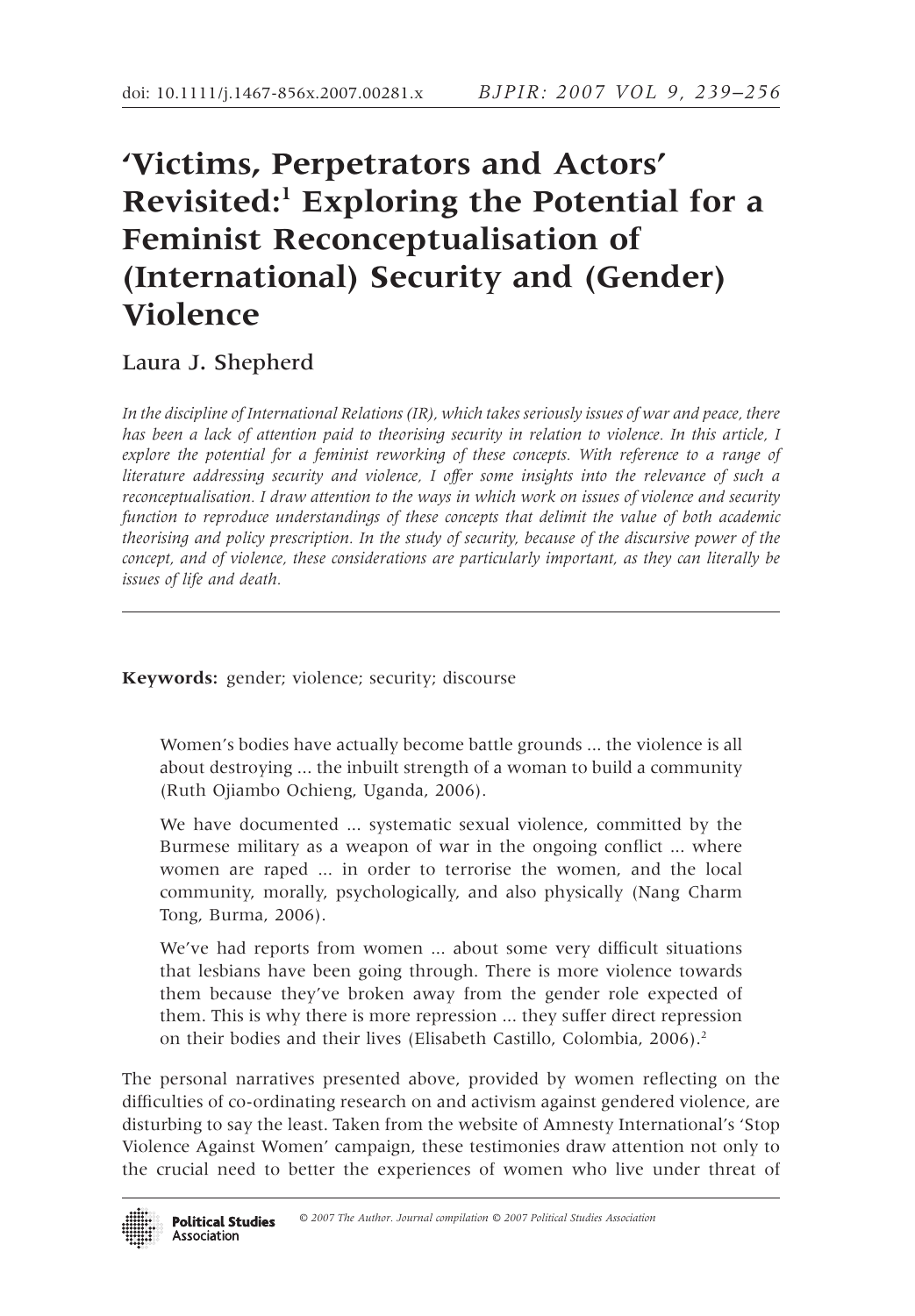# 'Victims, Perpetrators and Actors' Revisited:[1] Exploring the Potential for a Feminist Reconceptualisation of (International) Security and (Gender) Violence

Laura J. Shepherd

*In the discipline of International Relations (IR), which takes seriously issues of war and peace, there has been a lack of attention paid to theorising security in relation to violence. In this article, I explore the potential for a feminist reworking of these concepts. With reference to a range of literature addressing security and violence, I offer some insights into the relevance of such a reconceptualisation. I draw attention to the ways in which work on issues of violence and security function to reproduce understandings of these concepts that delimit the value of both academic theorising and policy prescription. In the study of security, because of the discursive power of the concept, and of violence, these considerations are particularly important, as they can literally be issues of life and death.*

**Keywords:** gender; violence; security; discourse

> Women's bodies have actually become battle grounds ... the violence is all about destroying ... the inbuilt strength of a woman to build a community (Ruth Ojiambo Ochieng, Uganda, 2006).
>
> We have documented ... systematic sexual violence, committed by the Burmese military as a weapon of war in the ongoing conflict ... where women are raped ... in order to terrorise the women, and the local community, morally, psychologically, and also physically (Nang Charm Tong, Burma, 2006).
>
> We've had reports from women ... about some very difficult situations that lesbians have been going through. There is more violence towards them because they've broken away from the gender role expected of them. This is why there is more repression ... they suffer direct repression on their bodies and their lives (Elisabeth Castillo, Colombia, 2006).[2]

The personal narratives presented above, provided by women reflecting on the difficulties of co-ordinating research on and activism against gendered violence, are disturbing to say the least. Taken from the website of Amnesty International's 'Stop Violence Against Women' campaign, these testimonies draw attention not only to the crucial need to better the experiences of women who live under threat of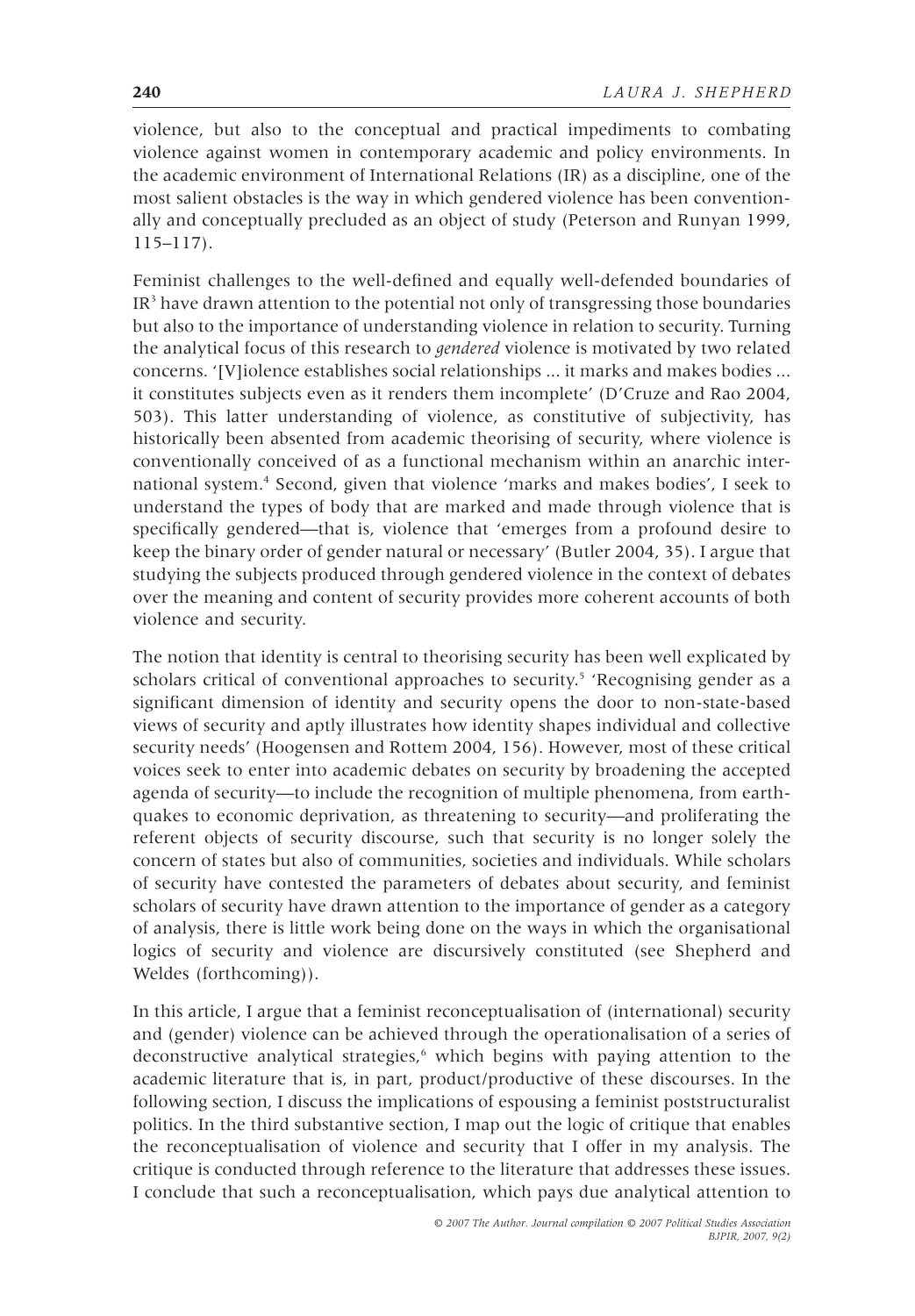violence, but also to the conceptual and practical impediments to combating violence against women in contemporary academic and policy environments. In the academic environment of International Relations (IR) as a discipline, one of the most salient obstacles is the way in which gendered violence has been conventionally and conceptually precluded as an object of study (Peterson and Runyan 1999, 115–117).

Feminist challenges to the well-defined and equally well-defended boundaries of IR[3] have drawn attention to the potential not only of transgressing those boundaries but also to the importance of understanding violence in relation to security. Turning the analytical focus of this research to *gendered* violence is motivated by two related concerns. '[V]iolence establishes social relationships ... it marks and makes bodies ... it constitutes subjects even as it renders them incomplete' (D'Cruze and Rao 2004, 503). This latter understanding of violence, as constitutive of subjectivity, has historically been absented from academic theorising of security, where violence is conventionally conceived of as a functional mechanism within an anarchic international system.[4] Second, given that violence 'marks and makes bodies', I seek to understand the types of body that are marked and made through violence that is specifically gendered—that is, violence that 'emerges from a profound desire to keep the binary order of gender natural or necessary' (Butler 2004, 35). I argue that studying the subjects produced through gendered violence in the context of debates over the meaning and content of security provides more coherent accounts of both violence and security.

The notion that identity is central to theorising security has been well explicated by scholars critical of conventional approaches to security.[5] 'Recognising gender as a significant dimension of identity and security opens the door to non-state-based views of security and aptly illustrates how identity shapes individual and collective security needs' (Hoogensen and Rottem 2004, 156). However, most of these critical voices seek to enter into academic debates on security by broadening the accepted agenda of security—to include the recognition of multiple phenomena, from earthquakes to economic deprivation, as threatening to security—and proliferating the referent objects of security discourse, such that security is no longer solely the concern of states but also of communities, societies and individuals. While scholars of security have contested the parameters of debates about security, and feminist scholars of security have drawn attention to the importance of gender as a category of analysis, there is little work being done on the ways in which the organisational logics of security and violence are discursively constituted (see Shepherd and Weldes (forthcoming)).

In this article, I argue that a feminist reconceptualisation of (international) security and (gender) violence can be achieved through the operationalisation of a series of deconstructive analytical strategies,[6] which begins with paying attention to the academic literature that is, in part, product/productive of these discourses. In the following section, I discuss the implications of espousing a feminist poststructuralist politics. In the third substantive section, I map out the logic of critique that enables the reconceptualisation of violence and security that I offer in my analysis. The critique is conducted through reference to the literature that addresses these issues. I conclude that such a reconceptualisation, which pays due analytical attention to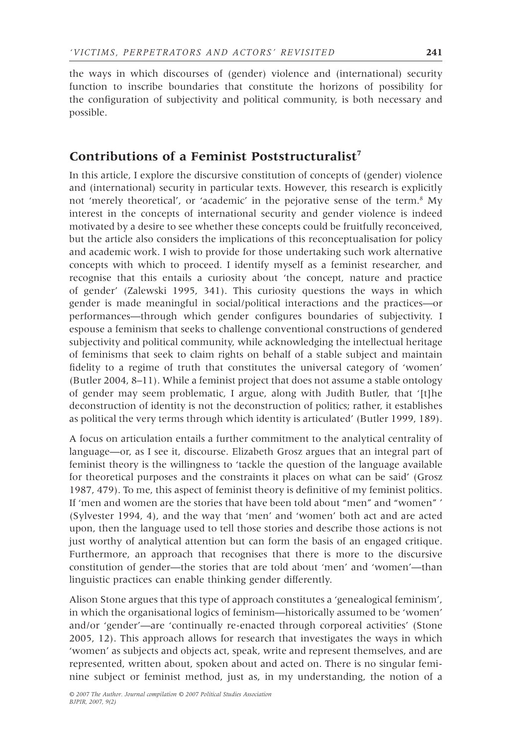the ways in which discourses of (gender) violence and (international) security function to inscribe boundaries that constitute the horizons of possibility for the configuration of subjectivity and political community, is both necessary and possible.

## Contributions of a Feminist Poststructuralist[7]

In this article, I explore the discursive constitution of concepts of (gender) violence and (international) security in particular texts. However, this research is explicitly not 'merely theoretical', or 'academic' in the pejorative sense of the term.[8] My interest in the concepts of international security and gender violence is indeed motivated by a desire to see whether these concepts could be fruitfully reconceived, but the article also considers the implications of this reconceptualisation for policy and academic work. I wish to provide for those undertaking such work alternative concepts with which to proceed. I identify myself as a feminist researcher, and recognise that this entails a curiosity about 'the concept, nature and practice of gender' (Zalewski 1995, 341). This curiosity questions the ways in which gender is made meaningful in social/political interactions and the practices—or performances—through which gender configures boundaries of subjectivity. I espouse a feminism that seeks to challenge conventional constructions of gendered subjectivity and political community, while acknowledging the intellectual heritage of feminisms that seek to claim rights on behalf of a stable subject and maintain fidelity to a regime of truth that constitutes the universal category of 'women' (Butler 2004, 8–11). While a feminist project that does not assume a stable ontology of gender may seem problematic, I argue, along with Judith Butler, that '[t]he deconstruction of identity is not the deconstruction of politics; rather, it establishes as political the very terms through which identity is articulated' (Butler 1999, 189).

A focus on articulation entails a further commitment to the analytical centrality of language—or, as I see it, discourse. Elizabeth Grosz argues that an integral part of feminist theory is the willingness to 'tackle the question of the language available for theoretical purposes and the constraints it places on what can be said' (Grosz 1987, 479). To me, this aspect of feminist theory is definitive of my feminist politics. If 'men and women are the stories that have been told about "men" and "women" ' (Sylvester 1994, 4), and the way that 'men' and 'women' both act and are acted upon, then the language used to tell those stories and describe those actions is not just worthy of analytical attention but can form the basis of an engaged critique. Furthermore, an approach that recognises that there is more to the discursive constitution of gender—the stories that are told about 'men' and 'women'—than linguistic practices can enable thinking gender differently.

Alison Stone argues that this type of approach constitutes a 'genealogical feminism', in which the organisational logics of feminism—historically assumed to be 'women' and/or 'gender'—are 'continually re-enacted through corporeal activities' (Stone 2005, 12). This approach allows for research that investigates the ways in which 'women' as subjects and objects act, speak, write and represent themselves, and are represented, written about, spoken about and acted on. There is no singular feminine subject or feminist method, just as, in my understanding, the notion of a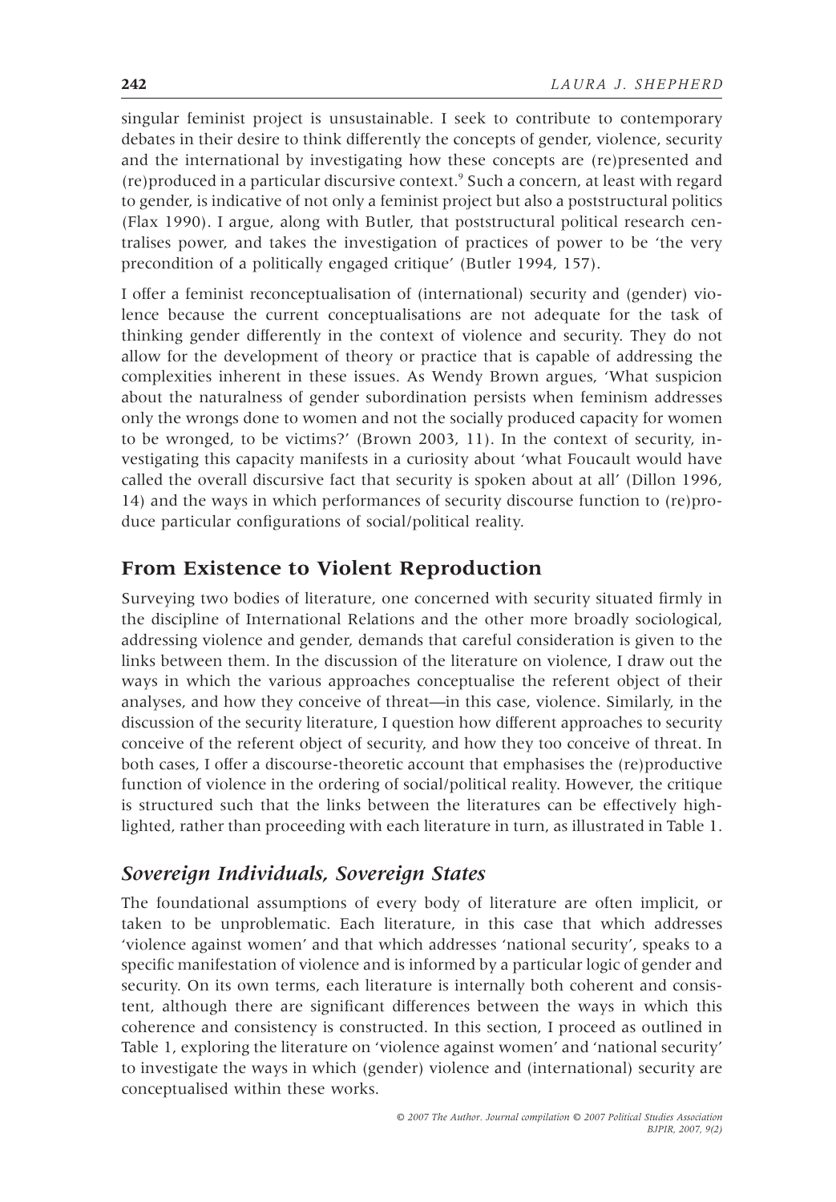singular feminist project is unsustainable. I seek to contribute to contemporary debates in their desire to think differently the concepts of gender, violence, security and the international by investigating how these concepts are (re)presented and (re)produced in a particular discursive context.[9] Such a concern, at least with regard to gender, is indicative of not only a feminist project but also a poststructural politics (Flax 1990). I argue, along with Butler, that poststructural political research centralises power, and takes the investigation of practices of power to be 'the very precondition of a politically engaged critique' (Butler 1994, 157).

I offer a feminist reconceptualisation of (international) security and (gender) violence because the current conceptualisations are not adequate for the task of thinking gender differently in the context of violence and security. They do not allow for the development of theory or practice that is capable of addressing the complexities inherent in these issues. As Wendy Brown argues, 'What suspicion about the naturalness of gender subordination persists when feminism addresses only the wrongs done to women and not the socially produced capacity for women to be wronged, to be victims?' (Brown 2003, 11). In the context of security, investigating this capacity manifests in a curiosity about 'what Foucault would have called the overall discursive fact that security is spoken about at all' (Dillon 1996, 14) and the ways in which performances of security discourse function to (re)produce particular configurations of social/political reality.

## From Existence to Violent Reproduction

Surveying two bodies of literature, one concerned with security situated firmly in the discipline of International Relations and the other more broadly sociological, addressing violence and gender, demands that careful consideration is given to the links between them. In the discussion of the literature on violence, I draw out the ways in which the various approaches conceptualise the referent object of their analyses, and how they conceive of threat—in this case, violence. Similarly, in the discussion of the security literature, I question how different approaches to security conceive of the referent object of security, and how they too conceive of threat. In both cases, I offer a discourse-theoretic account that emphasises the (re)productive function of violence in the ordering of social/political reality. However, the critique is structured such that the links between the literatures can be effectively highlighted, rather than proceeding with each literature in turn, as illustrated in Table 1.

### *Sovereign Individuals, Sovereign States*

The foundational assumptions of every body of literature are often implicit, or taken to be unproblematic. Each literature, in this case that which addresses 'violence against women' and that which addresses 'national security', speaks to a specific manifestation of violence and is informed by a particular logic of gender and security. On its own terms, each literature is internally both coherent and consistent, although there are significant differences between the ways in which this coherence and consistency is constructed. In this section, I proceed as outlined in Table 1, exploring the literature on 'violence against women' and 'national security' to investigate the ways in which (gender) violence and (international) security are conceptualised within these works.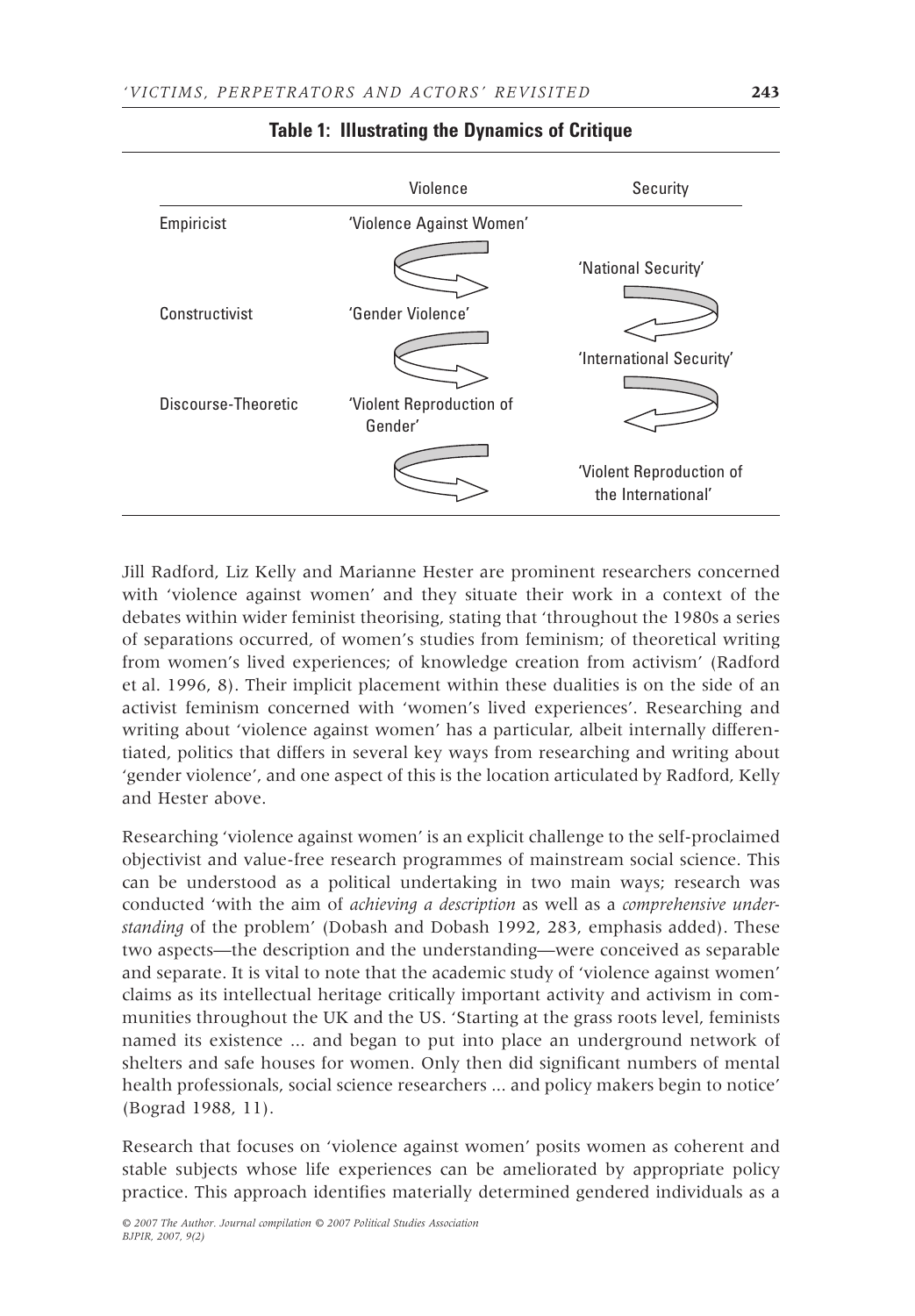**Table 1: Illustrating the Dynamics of Critique**

| | Violence | Security |
|---|---|---|
| Empiricist | 'Violence Against Women' | |
| | ↘ | 'National Security' |
| Constructivist | 'Gender Violence' | ↙ |
| | ↘ | 'International Security' |
| Discourse-Theoretic | 'Violent Reproduction of Gender' | ↙ |
| | ↘ | 'Violent Reproduction of the International' |

Jill Radford, Liz Kelly and Marianne Hester are prominent researchers concerned with 'violence against women' and they situate their work in a context of the debates within wider feminist theorising, stating that 'throughout the 1980s a series of separations occurred, of women's studies from feminism; of theoretical writing from women's lived experiences; of knowledge creation from activism' (Radford et al. 1996, 8). Their implicit placement within these dualities is on the side of an activist feminism concerned with 'women's lived experiences'. Researching and writing about 'violence against women' has a particular, albeit internally differentiated, politics that differs in several key ways from researching and writing about 'gender violence', and one aspect of this is the location articulated by Radford, Kelly and Hester above.

Researching 'violence against women' is an explicit challenge to the self-proclaimed objectivist and value-free research programmes of mainstream social science. This can be understood as a political undertaking in two main ways; research was conducted 'with the aim of *achieving a description* as well as a *comprehensive understanding* of the problem' (Dobash and Dobash 1992, 283, emphasis added). These two aspects—the description and the understanding—were conceived as separable and separate. It is vital to note that the academic study of 'violence against women' claims as its intellectual heritage critically important activity and activism in communities throughout the UK and the US. 'Starting at the grass roots level, feminists named its existence ... and began to put into place an underground network of shelters and safe houses for women. Only then did significant numbers of mental health professionals, social science researchers ... and policy makers begin to notice' (Bograd 1988, 11).

Research that focuses on 'violence against women' posits women as coherent and stable subjects whose life experiences can be ameliorated by appropriate policy practice. This approach identifies materially determined gendered individuals as a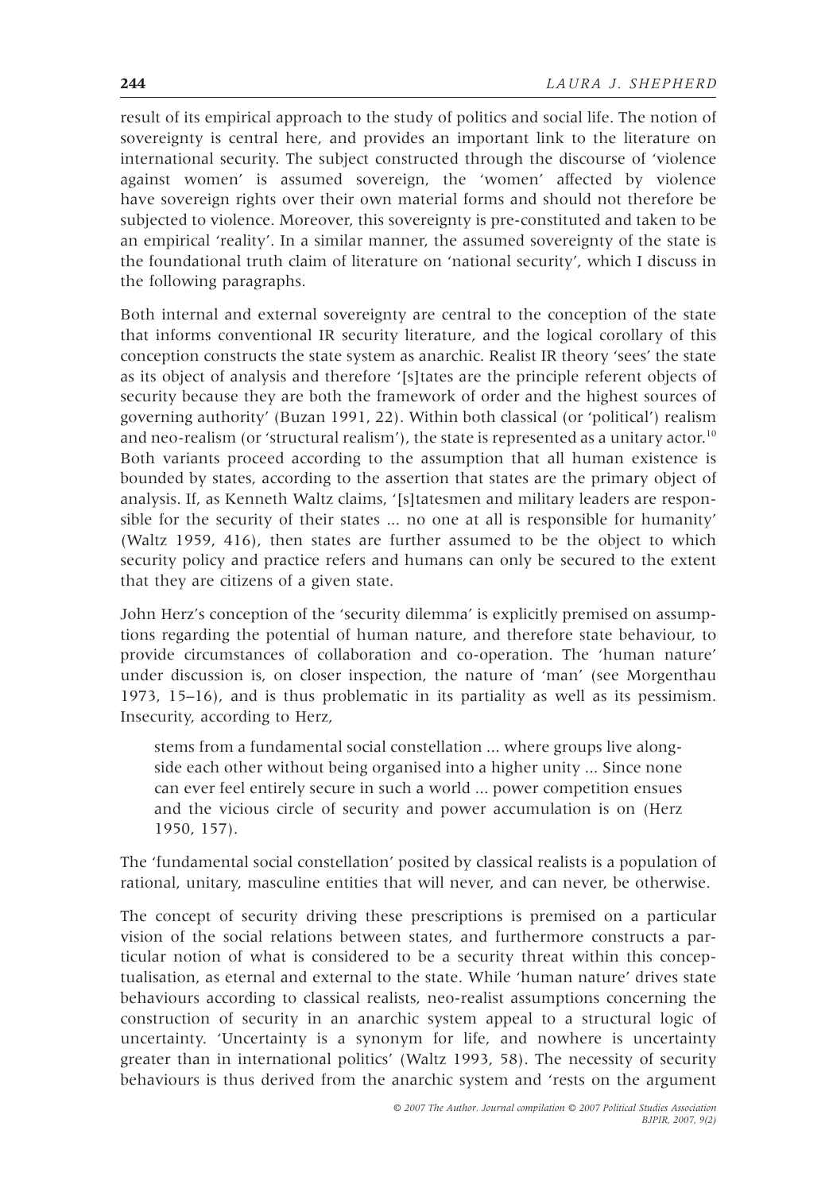result of its empirical approach to the study of politics and social life. The notion of sovereignty is central here, and provides an important link to the literature on international security. The subject constructed through the discourse of 'violence against women' is assumed sovereign, the 'women' affected by violence have sovereign rights over their own material forms and should not therefore be subjected to violence. Moreover, this sovereignty is pre-constituted and taken to be an empirical 'reality'. In a similar manner, the assumed sovereignty of the state is the foundational truth claim of literature on 'national security', which I discuss in the following paragraphs.

Both internal and external sovereignty are central to the conception of the state that informs conventional IR security literature, and the logical corollary of this conception constructs the state system as anarchic. Realist IR theory 'sees' the state as its object of analysis and therefore '[s]tates are the principle referent objects of security because they are both the framework of order and the highest sources of governing authority' (Buzan 1991, 22). Within both classical (or 'political') realism and neo-realism (or 'structural realism'), the state is represented as a unitary actor.[10] Both variants proceed according to the assumption that all human existence is bounded by states, according to the assertion that states are the primary object of analysis. If, as Kenneth Waltz claims, '[s]tatesmen and military leaders are responsible for the security of their states ... no one at all is responsible for humanity' (Waltz 1959, 416), then states are further assumed to be the object to which security policy and practice refers and humans can only be secured to the extent that they are citizens of a given state.

John Herz's conception of the 'security dilemma' is explicitly premised on assumptions regarding the potential of human nature, and therefore state behaviour, to provide circumstances of collaboration and co-operation. The 'human nature' under discussion is, on closer inspection, the nature of 'man' (see Morgenthau 1973, 15–16), and is thus problematic in its partiality as well as its pessimism. Insecurity, according to Herz,

> stems from a fundamental social constellation ... where groups live alongside each other without being organised into a higher unity ... Since none can ever feel entirely secure in such a world ... power competition ensues and the vicious circle of security and power accumulation is on (Herz 1950, 157).

The 'fundamental social constellation' posited by classical realists is a population of rational, unitary, masculine entities that will never, and can never, be otherwise.

The concept of security driving these prescriptions is premised on a particular vision of the social relations between states, and furthermore constructs a particular notion of what is considered to be a security threat within this conceptualisation, as eternal and external to the state. While 'human nature' drives state behaviours according to classical realists, neo-realist assumptions concerning the construction of security in an anarchic system appeal to a structural logic of uncertainty. 'Uncertainty is a synonym for life, and nowhere is uncertainty greater than in international politics' (Waltz 1993, 58). The necessity of security behaviours is thus derived from the anarchic system and 'rests on the argument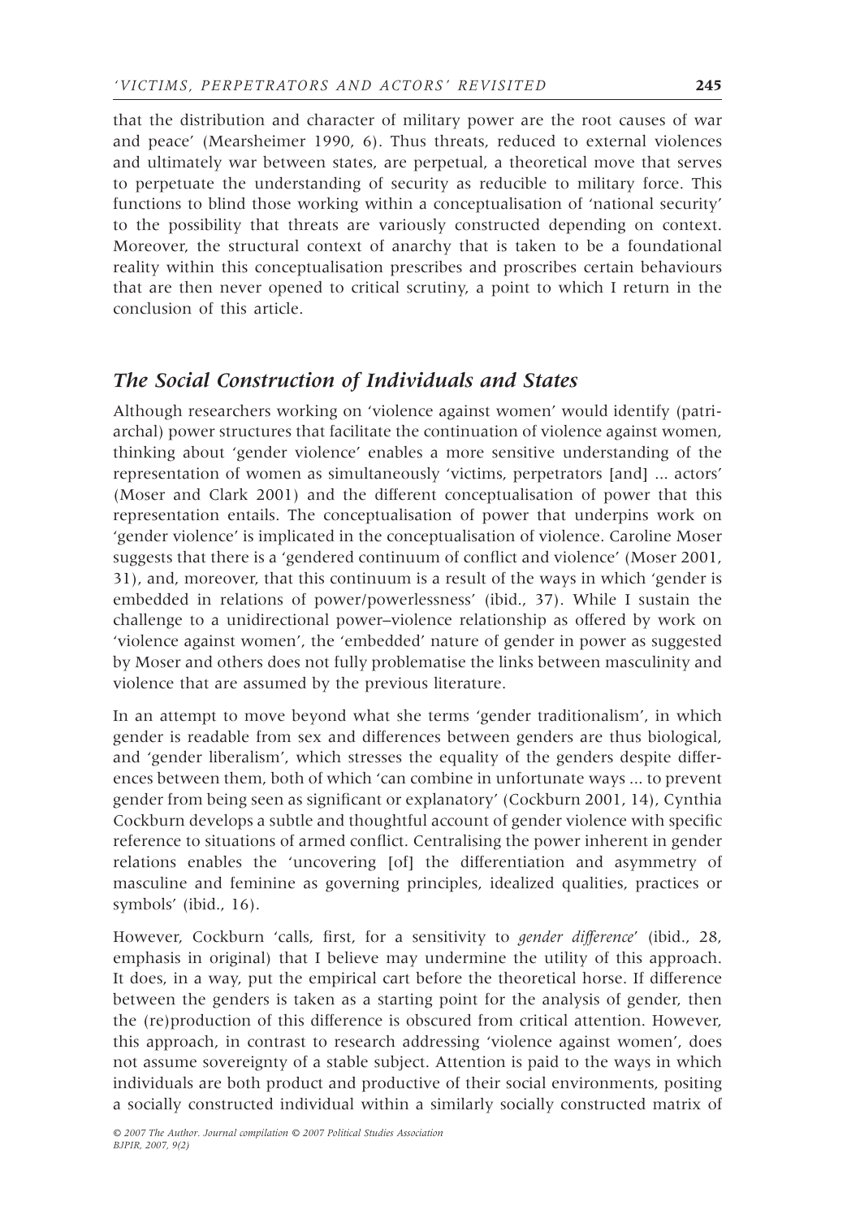that the distribution and character of military power are the root causes of war and peace' (Mearsheimer 1990, 6). Thus threats, reduced to external violences and ultimately war between states, are perpetual, a theoretical move that serves to perpetuate the understanding of security as reducible to military force. This functions to blind those working within a conceptualisation of 'national security' to the possibility that threats are variously constructed depending on context. Moreover, the structural context of anarchy that is taken to be a foundational reality within this conceptualisation prescribes and proscribes certain behaviours that are then never opened to critical scrutiny, a point to which I return in the conclusion of this article.

## *The Social Construction of Individuals and States*

Although researchers working on 'violence against women' would identify (patriarchal) power structures that facilitate the continuation of violence against women, thinking about 'gender violence' enables a more sensitive understanding of the representation of women as simultaneously 'victims, perpetrators [and] ... actors' (Moser and Clark 2001) and the different conceptualisation of power that this representation entails. The conceptualisation of power that underpins work on 'gender violence' is implicated in the conceptualisation of violence. Caroline Moser suggests that there is a 'gendered continuum of conflict and violence' (Moser 2001, 31), and, moreover, that this continuum is a result of the ways in which 'gender is embedded in relations of power/powerlessness' (ibid., 37). While I sustain the challenge to a unidirectional power–violence relationship as offered by work on 'violence against women', the 'embedded' nature of gender in power as suggested by Moser and others does not fully problematise the links between masculinity and violence that are assumed by the previous literature.

In an attempt to move beyond what she terms 'gender traditionalism', in which gender is readable from sex and differences between genders are thus biological, and 'gender liberalism', which stresses the equality of the genders despite differences between them, both of which 'can combine in unfortunate ways ... to prevent gender from being seen as significant or explanatory' (Cockburn 2001, 14), Cynthia Cockburn develops a subtle and thoughtful account of gender violence with specific reference to situations of armed conflict. Centralising the power inherent in gender relations enables the 'uncovering [of] the differentiation and asymmetry of masculine and feminine as governing principles, idealized qualities, practices or symbols' (ibid., 16).

However, Cockburn 'calls, first, for a sensitivity to *gender difference*' (ibid., 28, emphasis in original) that I believe may undermine the utility of this approach. It does, in a way, put the empirical cart before the theoretical horse. If difference between the genders is taken as a starting point for the analysis of gender, then the (re)production of this difference is obscured from critical attention. However, this approach, in contrast to research addressing 'violence against women', does not assume sovereignty of a stable subject. Attention is paid to the ways in which individuals are both product and productive of their social environments, positing a socially constructed individual within a similarly socially constructed matrix of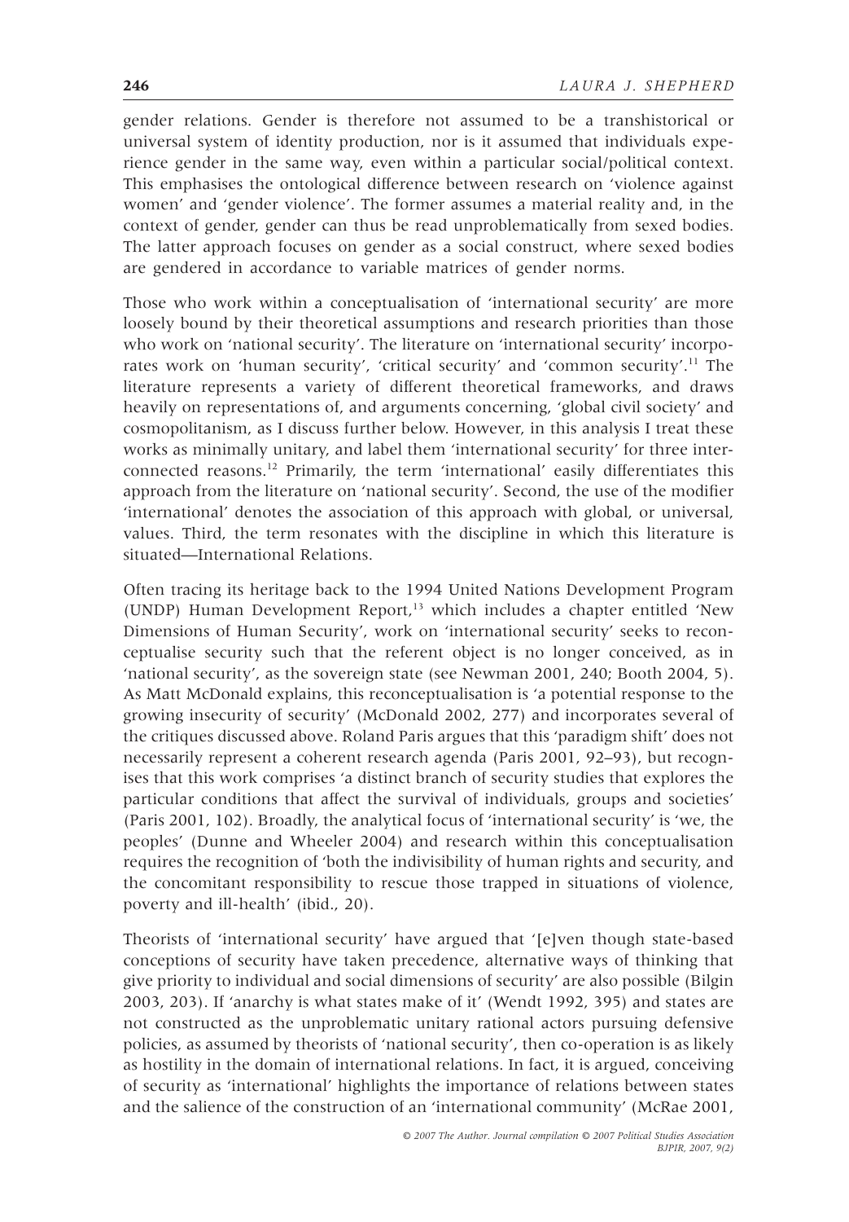gender relations. Gender is therefore not assumed to be a transhistorical or universal system of identity production, nor is it assumed that individuals experience gender in the same way, even within a particular social/political context. This emphasises the ontological difference between research on 'violence against women' and 'gender violence'. The former assumes a material reality and, in the context of gender, gender can thus be read unproblematically from sexed bodies. The latter approach focuses on gender as a social construct, where sexed bodies are gendered in accordance to variable matrices of gender norms.

Those who work within a conceptualisation of 'international security' are more loosely bound by their theoretical assumptions and research priorities than those who work on 'national security'. The literature on 'international security' incorporates work on 'human security', 'critical security' and 'common security'.[11] The literature represents a variety of different theoretical frameworks, and draws heavily on representations of, and arguments concerning, 'global civil society' and cosmopolitanism, as I discuss further below. However, in this analysis I treat these works as minimally unitary, and label them 'international security' for three interconnected reasons.[12] Primarily, the term 'international' easily differentiates this approach from the literature on 'national security'. Second, the use of the modifier 'international' denotes the association of this approach with global, or universal, values. Third, the term resonates with the discipline in which this literature is situated—International Relations.

Often tracing its heritage back to the 1994 United Nations Development Program (UNDP) Human Development Report,[13] which includes a chapter entitled 'New Dimensions of Human Security', work on 'international security' seeks to reconceptualise security such that the referent object is no longer conceived, as in 'national security', as the sovereign state (see Newman 2001, 240; Booth 2004, 5). As Matt McDonald explains, this reconceptualisation is 'a potential response to the growing insecurity of security' (McDonald 2002, 277) and incorporates several of the critiques discussed above. Roland Paris argues that this 'paradigm shift' does not necessarily represent a coherent research agenda (Paris 2001, 92–93), but recognises that this work comprises 'a distinct branch of security studies that explores the particular conditions that affect the survival of individuals, groups and societies' (Paris 2001, 102). Broadly, the analytical focus of 'international security' is 'we, the peoples' (Dunne and Wheeler 2004) and research within this conceptualisation requires the recognition of 'both the indivisibility of human rights and security, and the concomitant responsibility to rescue those trapped in situations of violence, poverty and ill-health' (ibid., 20).

Theorists of 'international security' have argued that '[e]ven though state-based conceptions of security have taken precedence, alternative ways of thinking that give priority to individual and social dimensions of security' are also possible (Bilgin 2003, 203). If 'anarchy is what states make of it' (Wendt 1992, 395) and states are not constructed as the unproblematic unitary rational actors pursuing defensive policies, as assumed by theorists of 'national security', then co-operation is as likely as hostility in the domain of international relations. In fact, it is argued, conceiving of security as 'international' highlights the importance of relations between states and the salience of the construction of an 'international community' (McRae 2001,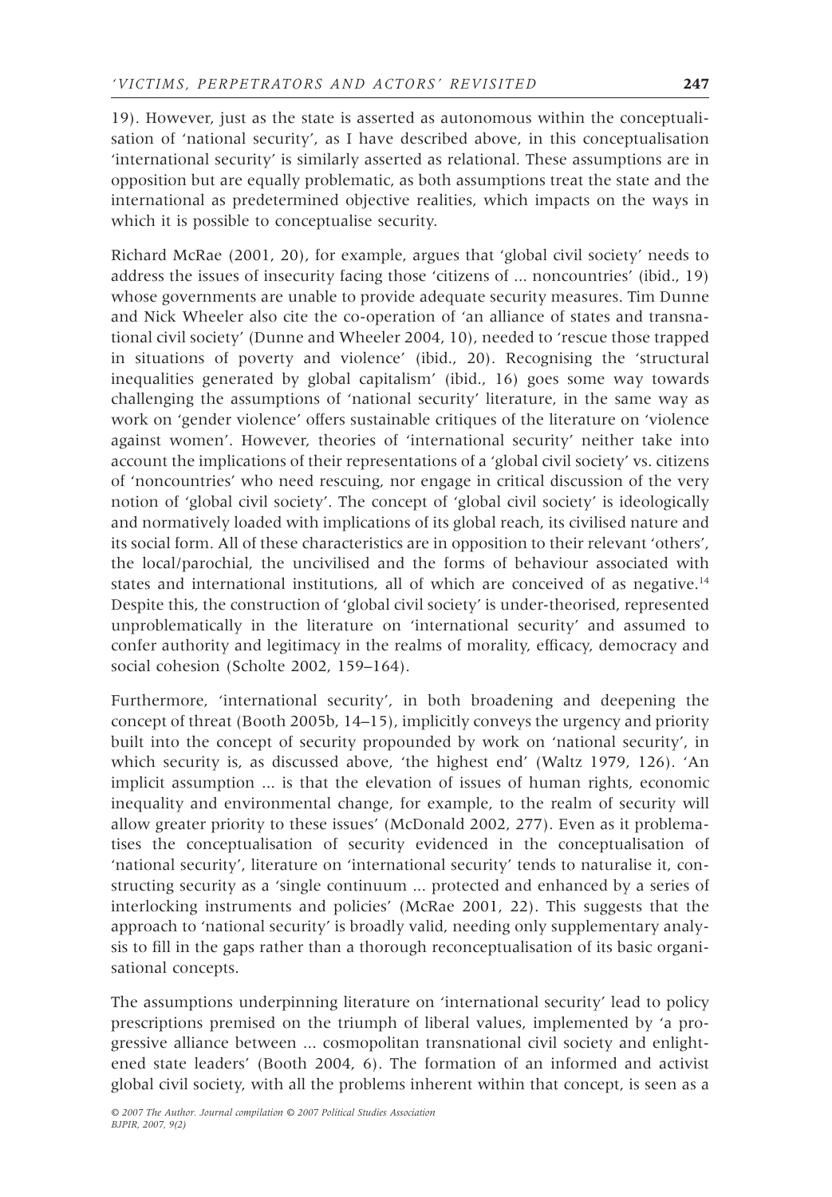19). However, just as the state is asserted as autonomous within the conceptualisation of 'national security', as I have described above, in this conceptualisation 'international security' is similarly asserted as relational. These assumptions are in opposition but are equally problematic, as both assumptions treat the state and the international as predetermined objective realities, which impacts on the ways in which it is possible to conceptualise security.

Richard McRae (2001, 20), for example, argues that 'global civil society' needs to address the issues of insecurity facing those 'citizens of ... noncountries' (ibid., 19) whose governments are unable to provide adequate security measures. Tim Dunne and Nick Wheeler also cite the co-operation of 'an alliance of states and transnational civil society' (Dunne and Wheeler 2004, 10), needed to 'rescue those trapped in situations of poverty and violence' (ibid., 20). Recognising the 'structural inequalities generated by global capitalism' (ibid., 16) goes some way towards challenging the assumptions of 'national security' literature, in the same way as work on 'gender violence' offers sustainable critiques of the literature on 'violence against women'. However, theories of 'international security' neither take into account the implications of their representations of a 'global civil society' vs. citizens of 'noncountries' who need rescuing, nor engage in critical discussion of the very notion of 'global civil society'. The concept of 'global civil society' is ideologically and normatively loaded with implications of its global reach, its civilised nature and its social form. All of these characteristics are in opposition to their relevant 'others', the local/parochial, the uncivilised and the forms of behaviour associated with states and international institutions, all of which are conceived of as negative.[14] Despite this, the construction of 'global civil society' is under-theorised, represented unproblematically in the literature on 'international security' and assumed to confer authority and legitimacy in the realms of morality, efficacy, democracy and social cohesion (Scholte 2002, 159–164).

Furthermore, 'international security', in both broadening and deepening the concept of threat (Booth 2005b, 14–15), implicitly conveys the urgency and priority built into the concept of security propounded by work on 'national security', in which security is, as discussed above, 'the highest end' (Waltz 1979, 126). 'An implicit assumption ... is that the elevation of issues of human rights, economic inequality and environmental change, for example, to the realm of security will allow greater priority to these issues' (McDonald 2002, 277). Even as it problematises the conceptualisation of security evidenced in the conceptualisation of 'national security', literature on 'international security' tends to naturalise it, constructing security as a 'single continuum ... protected and enhanced by a series of interlocking instruments and policies' (McRae 2001, 22). This suggests that the approach to 'national security' is broadly valid, needing only supplementary analysis to fill in the gaps rather than a thorough reconceptualisation of its basic organisational concepts.

The assumptions underpinning literature on 'international security' lead to policy prescriptions premised on the triumph of liberal values, implemented by 'a progressive alliance between ... cosmopolitan transnational civil society and enlightened state leaders' (Booth 2004, 6). The formation of an informed and activist global civil society, with all the problems inherent within that concept, is seen as a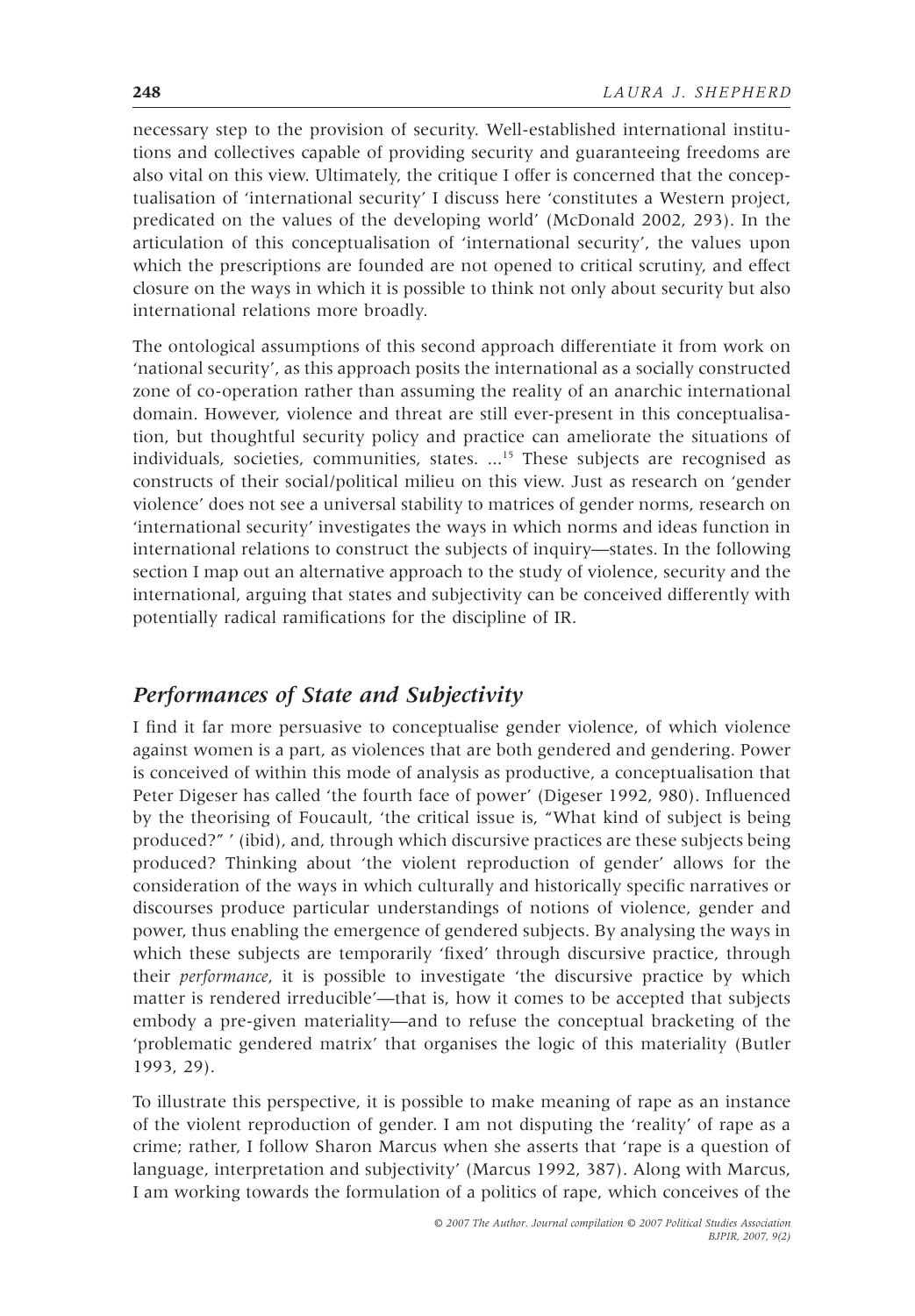necessary step to the provision of security. Well-established international institutions and collectives capable of providing security and guaranteeing freedoms are also vital on this view. Ultimately, the critique I offer is concerned that the conceptualisation of 'international security' I discuss here 'constitutes a Western project, predicated on the values of the developing world' (McDonald 2002, 293). In the articulation of this conceptualisation of 'international security', the values upon which the prescriptions are founded are not opened to critical scrutiny, and effect closure on the ways in which it is possible to think not only about security but also international relations more broadly.

The ontological assumptions of this second approach differentiate it from work on 'national security', as this approach posits the international as a socially constructed zone of co-operation rather than assuming the reality of an anarchic international domain. However, violence and threat are still ever-present in this conceptualisation, but thoughtful security policy and practice can ameliorate the situations of individuals, societies, communities, states. ...[15] These subjects are recognised as constructs of their social/political milieu on this view. Just as research on 'gender violence' does not see a universal stability to matrices of gender norms, research on 'international security' investigates the ways in which norms and ideas function in international relations to construct the subjects of inquiry—states. In the following section I map out an alternative approach to the study of violence, security and the international, arguing that states and subjectivity can be conceived differently with potentially radical ramifications for the discipline of IR.

## *Performances of State and Subjectivity*

I find it far more persuasive to conceptualise gender violence, of which violence against women is a part, as violences that are both gendered and gendering. Power is conceived of within this mode of analysis as productive, a conceptualisation that Peter Digeser has called 'the fourth face of power' (Digeser 1992, 980). Influenced by the theorising of Foucault, 'the critical issue is, "What kind of subject is being produced?" ' (ibid), and, through which discursive practices are these subjects being produced? Thinking about 'the violent reproduction of gender' allows for the consideration of the ways in which culturally and historically specific narratives or discourses produce particular understandings of notions of violence, gender and power, thus enabling the emergence of gendered subjects. By analysing the ways in which these subjects are temporarily 'fixed' through discursive practice, through their *performance*, it is possible to investigate 'the discursive practice by which matter is rendered irreducible'—that is, how it comes to be accepted that subjects embody a pre-given materiality—and to refuse the conceptual bracketing of the 'problematic gendered matrix' that organises the logic of this materiality (Butler 1993, 29).

To illustrate this perspective, it is possible to make meaning of rape as an instance of the violent reproduction of gender. I am not disputing the 'reality' of rape as a crime; rather, I follow Sharon Marcus when she asserts that 'rape is a question of language, interpretation and subjectivity' (Marcus 1992, 387). Along with Marcus, I am working towards the formulation of a politics of rape, which conceives of the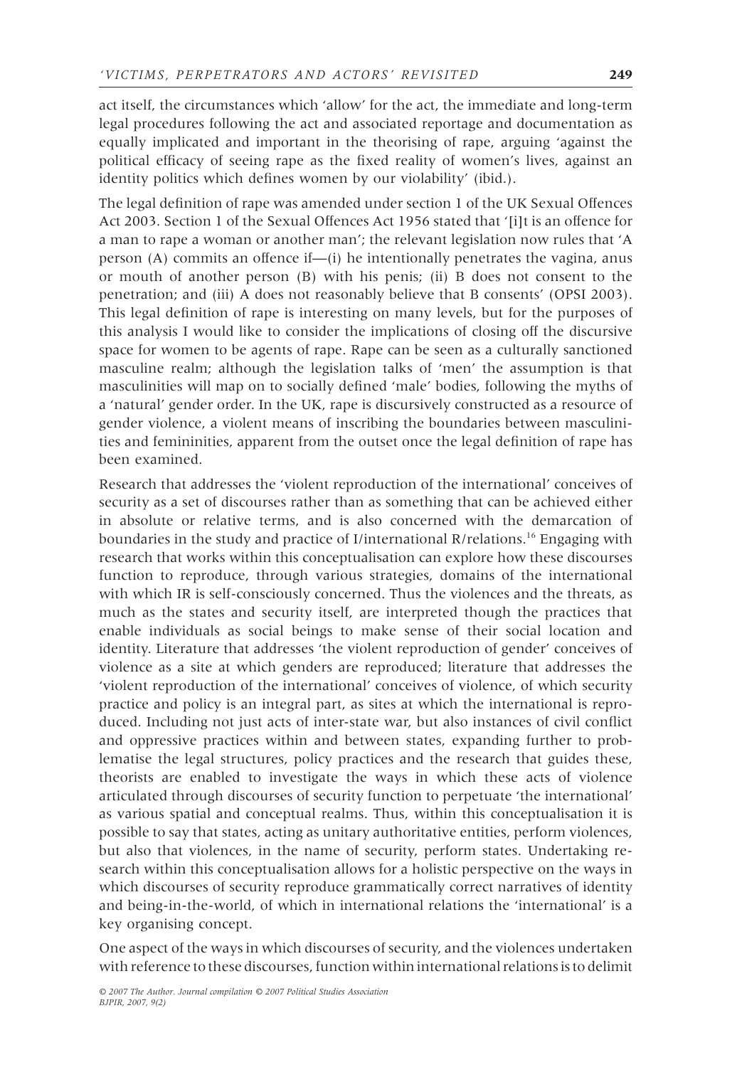act itself, the circumstances which 'allow' for the act, the immediate and long-term legal procedures following the act and associated reportage and documentation as equally implicated and important in the theorising of rape, arguing 'against the political efficacy of seeing rape as the fixed reality of women's lives, against an identity politics which defines women by our violability' (ibid.).

The legal definition of rape was amended under section 1 of the UK Sexual Offences Act 2003. Section 1 of the Sexual Offences Act 1956 stated that '[i]t is an offence for a man to rape a woman or another man'; the relevant legislation now rules that 'A person (A) commits an offence if—(i) he intentionally penetrates the vagina, anus or mouth of another person (B) with his penis; (ii) B does not consent to the penetration; and (iii) A does not reasonably believe that B consents' (OPSI 2003). This legal definition of rape is interesting on many levels, but for the purposes of this analysis I would like to consider the implications of closing off the discursive space for women to be agents of rape. Rape can be seen as a culturally sanctioned masculine realm; although the legislation talks of 'men' the assumption is that masculinities will map on to socially defined 'male' bodies, following the myths of a 'natural' gender order. In the UK, rape is discursively constructed as a resource of gender violence, a violent means of inscribing the boundaries between masculinities and femininities, apparent from the outset once the legal definition of rape has been examined.

Research that addresses the 'violent reproduction of the international' conceives of security as a set of discourses rather than as something that can be achieved either in absolute or relative terms, and is also concerned with the demarcation of boundaries in the study and practice of I/international R/relations.[16] Engaging with research that works within this conceptualisation can explore how these discourses function to reproduce, through various strategies, domains of the international with which IR is self-consciously concerned. Thus the violences and the threats, as much as the states and security itself, are interpreted though the practices that enable individuals as social beings to make sense of their social location and identity. Literature that addresses 'the violent reproduction of gender' conceives of violence as a site at which genders are reproduced; literature that addresses the 'violent reproduction of the international' conceives of violence, of which security practice and policy is an integral part, as sites at which the international is reproduced. Including not just acts of inter-state war, but also instances of civil conflict and oppressive practices within and between states, expanding further to problematise the legal structures, policy practices and the research that guides these, theorists are enabled to investigate the ways in which these acts of violence articulated through discourses of security function to perpetuate 'the international' as various spatial and conceptual realms. Thus, within this conceptualisation it is possible to say that states, acting as unitary authoritative entities, perform violences, but also that violences, in the name of security, perform states. Undertaking research within this conceptualisation allows for a holistic perspective on the ways in which discourses of security reproduce grammatically correct narratives of identity and being-in-the-world, of which in international relations the 'international' is a key organising concept.

One aspect of the ways in which discourses of security, and the violences undertaken with reference to these discourses, function within international relations is to delimit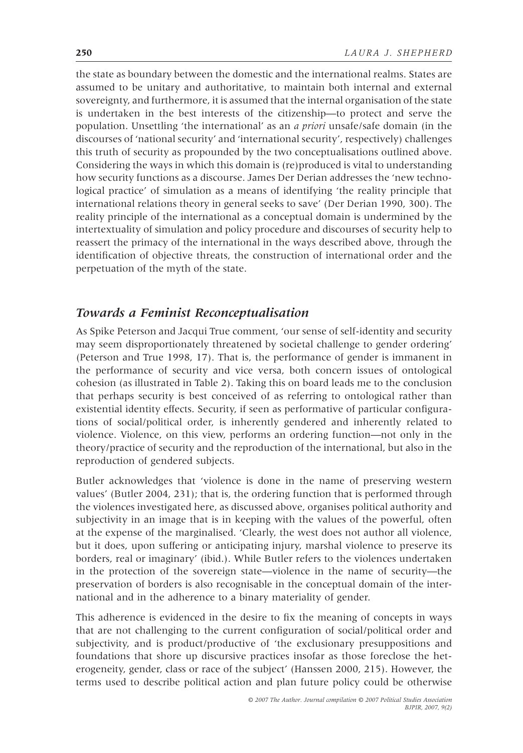the state as boundary between the domestic and the international realms. States are assumed to be unitary and authoritative, to maintain both internal and external sovereignty, and furthermore, it is assumed that the internal organisation of the state is undertaken in the best interests of the citizenship—to protect and serve the population. Unsettling 'the international' as an *a priori* unsafe/safe domain (in the discourses of 'national security' and 'international security', respectively) challenges this truth of security as propounded by the two conceptualisations outlined above. Considering the ways in which this domain is (re)produced is vital to understanding how security functions as a discourse. James Der Derian addresses the 'new technological practice' of simulation as a means of identifying 'the reality principle that international relations theory in general seeks to save' (Der Derian 1990, 300). The reality principle of the international as a conceptual domain is undermined by the intertextuality of simulation and policy procedure and discourses of security help to reassert the primacy of the international in the ways described above, through the identification of objective threats, the construction of international order and the perpetuation of the myth of the state.

## *Towards a Feminist Reconceptualisation*

As Spike Peterson and Jacqui True comment, 'our sense of self-identity and security may seem disproportionately threatened by societal challenge to gender ordering' (Peterson and True 1998, 17). That is, the performance of gender is immanent in the performance of security and vice versa, both concern issues of ontological cohesion (as illustrated in Table 2). Taking this on board leads me to the conclusion that perhaps security is best conceived of as referring to ontological rather than existential identity effects. Security, if seen as performative of particular configurations of social/political order, is inherently gendered and inherently related to violence. Violence, on this view, performs an ordering function—not only in the theory/practice of security and the reproduction of the international, but also in the reproduction of gendered subjects.

Butler acknowledges that 'violence is done in the name of preserving western values' (Butler 2004, 231); that is, the ordering function that is performed through the violences investigated here, as discussed above, organises political authority and subjectivity in an image that is in keeping with the values of the powerful, often at the expense of the marginalised. 'Clearly, the west does not author all violence, but it does, upon suffering or anticipating injury, marshal violence to preserve its borders, real or imaginary' (ibid.). While Butler refers to the violences undertaken in the protection of the sovereign state—violence in the name of security—the preservation of borders is also recognisable in the conceptual domain of the international and in the adherence to a binary materiality of gender.

This adherence is evidenced in the desire to fix the meaning of concepts in ways that are not challenging to the current configuration of social/political order and subjectivity, and is product/productive of 'the exclusionary presuppositions and foundations that shore up discursive practices insofar as those foreclose the heterogeneity, gender, class or race of the subject' (Hanssen 2000, 215). However, the terms used to describe political action and plan future policy could be otherwise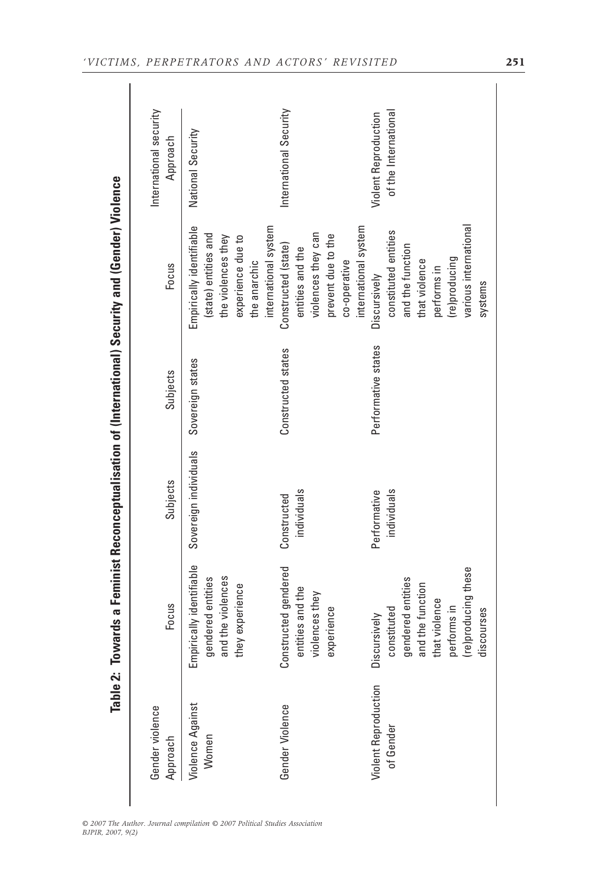**Table 2: Towards a Feminist Reconceptualisation of (International) Security and (Gender) Violence**

| Gender violence Approach | Focus | Subjects | Subjects | Focus | International security Approach |
|---|---|---|---|---|---|
| Violence Against Women | Empirically identifiable gendered entities and the violences they experience | Sovereign individuals | Sovereign states | Empirically identifiable (state) entities and the violences they experience due to the anarchic international system | National Security |
| Gender Violence | Constructed gendered entities and the violences they experience | Constructed individuals | Constructed states | Constructed (state) entities and the violences they can prevent due to the co-operative international system | International Security |
| Violent Reproduction of Gender | Discursively constituted gendered entities and the function that violence performs in (re)producing these discourses | Performative individuals | Performative states | Discursively constituted entities and the function that violence performs in (re)producing various international systems | Violent Reproduction of the International |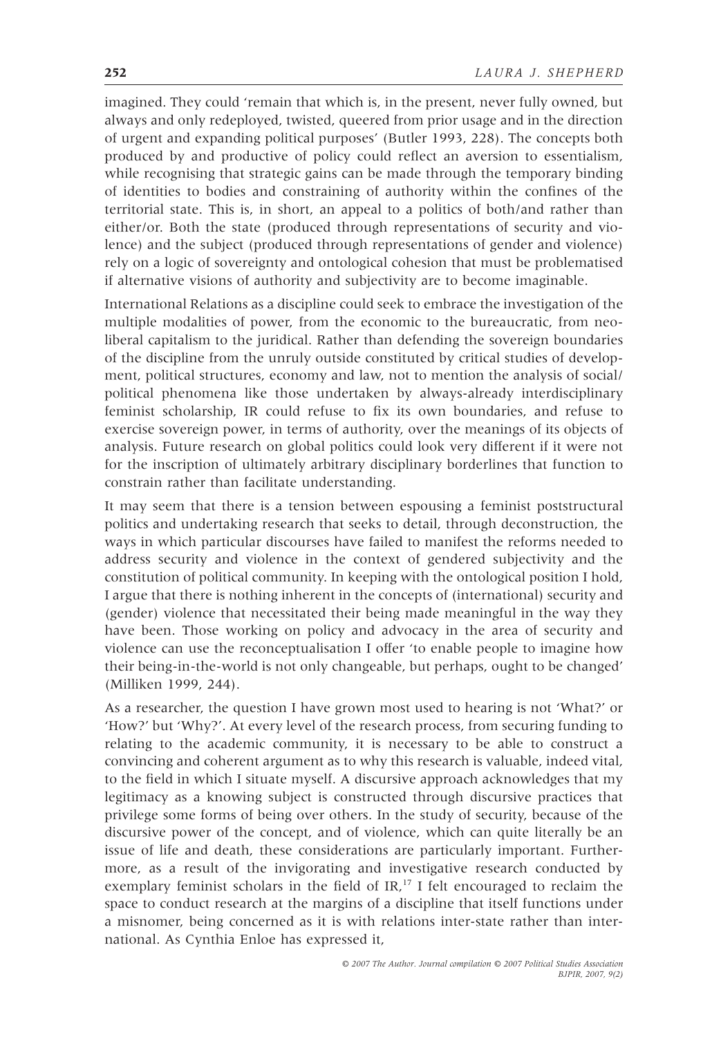imagined. They could 'remain that which is, in the present, never fully owned, but always and only redeployed, twisted, queered from prior usage and in the direction of urgent and expanding political purposes' (Butler 1993, 228). The concepts both produced by and productive of policy could reflect an aversion to essentialism, while recognising that strategic gains can be made through the temporary binding of identities to bodies and constraining of authority within the confines of the territorial state. This is, in short, an appeal to a politics of both/and rather than either/or. Both the state (produced through representations of security and violence) and the subject (produced through representations of gender and violence) rely on a logic of sovereignty and ontological cohesion that must be problematised if alternative visions of authority and subjectivity are to become imaginable.

International Relations as a discipline could seek to embrace the investigation of the multiple modalities of power, from the economic to the bureaucratic, from neoliberal capitalism to the juridical. Rather than defending the sovereign boundaries of the discipline from the unruly outside constituted by critical studies of development, political structures, economy and law, not to mention the analysis of social/political phenomena like those undertaken by always-already interdisciplinary feminist scholarship, IR could refuse to fix its own boundaries, and refuse to exercise sovereign power, in terms of authority, over the meanings of its objects of analysis. Future research on global politics could look very different if it were not for the inscription of ultimately arbitrary disciplinary borderlines that function to constrain rather than facilitate understanding.

It may seem that there is a tension between espousing a feminist poststructural politics and undertaking research that seeks to detail, through deconstruction, the ways in which particular discourses have failed to manifest the reforms needed to address security and violence in the context of gendered subjectivity and the constitution of political community. In keeping with the ontological position I hold, I argue that there is nothing inherent in the concepts of (international) security and (gender) violence that necessitated their being made meaningful in the way they have been. Those working on policy and advocacy in the area of security and violence can use the reconceptualisation I offer 'to enable people to imagine how their being-in-the-world is not only changeable, but perhaps, ought to be changed' (Milliken 1999, 244).

As a researcher, the question I have grown most used to hearing is not 'What?' or 'How?' but 'Why?'. At every level of the research process, from securing funding to relating to the academic community, it is necessary to be able to construct a convincing and coherent argument as to why this research is valuable, indeed vital, to the field in which I situate myself. A discursive approach acknowledges that my legitimacy as a knowing subject is constructed through discursive practices that privilege some forms of being over others. In the study of security, because of the discursive power of the concept, and of violence, which can quite literally be an issue of life and death, these considerations are particularly important. Furthermore, as a result of the invigorating and investigative research conducted by exemplary feminist scholars in the field of IR,[17] I felt encouraged to reclaim the space to conduct research at the margins of a discipline that itself functions under a misnomer, being concerned as it is with relations inter-state rather than international. As Cynthia Enloe has expressed it,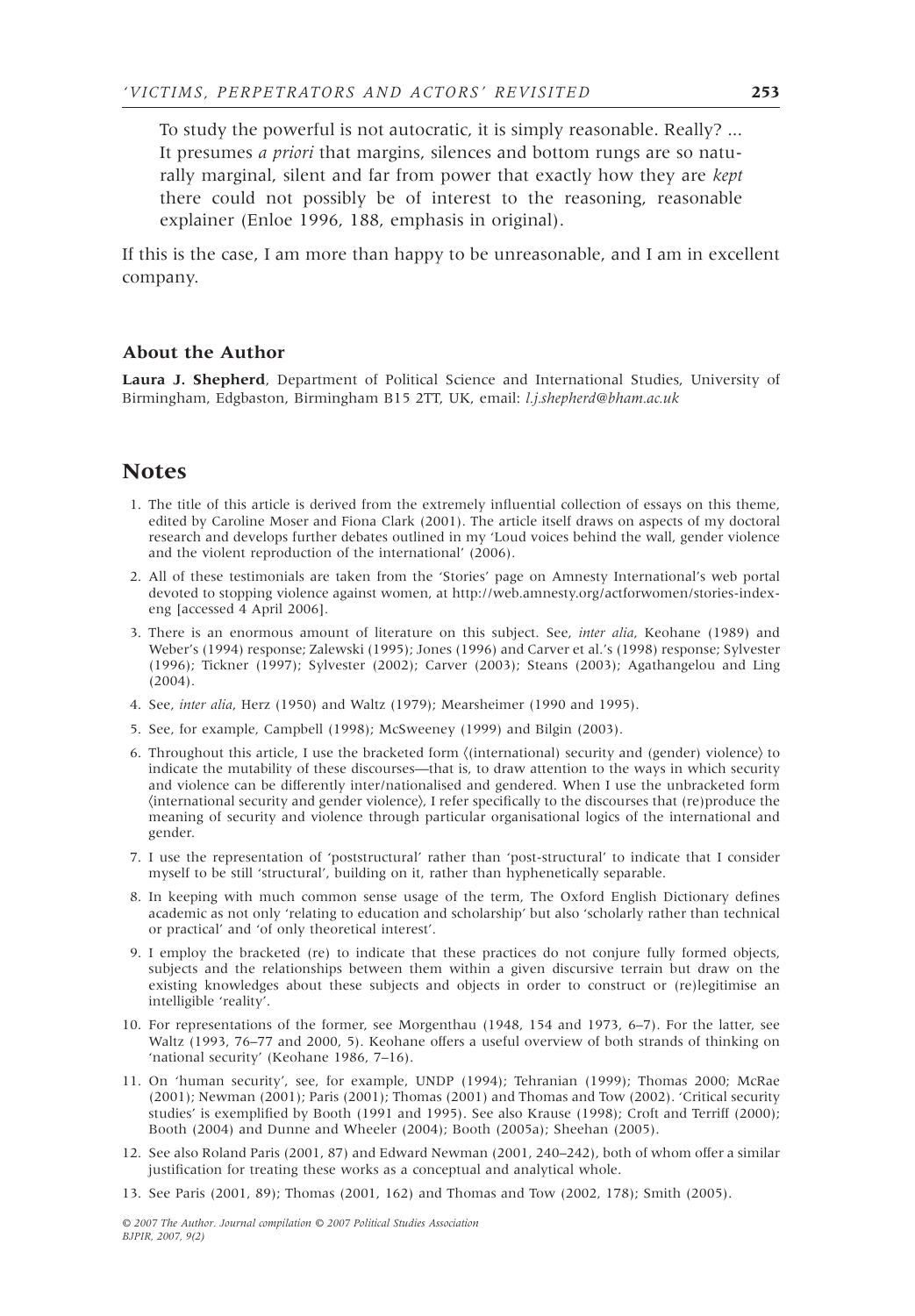> To study the powerful is not autocratic, it is simply reasonable. Really? ... It presumes *a priori* that margins, silences and bottom rungs are so naturally marginal, silent and far from power that exactly how they are *kept* there could not possibly be of interest to the reasoning, reasonable explainer (Enloe 1996, 188, emphasis in original).

If this is the case, I am more than happy to be unreasonable, and I am in excellent company.

### About the Author

**Laura J. Shepherd**, Department of Political Science and International Studies, University of Birmingham, Edgbaston, Birmingham B15 2TT, UK, email: *l.j.shepherd@bham.ac.uk*

## Notes

1. The title of this article is derived from the extremely influential collection of essays on this theme, edited by Caroline Moser and Fiona Clark (2001). The article itself draws on aspects of my doctoral research and develops further debates outlined in my 'Loud voices behind the wall, gender violence and the violent reproduction of the international' (2006).
2. All of these testimonials are taken from the 'Stories' page on Amnesty International's web portal devoted to stopping violence against women, at http://web.amnesty.org/actforwomen/stories-index-eng [accessed 4 April 2006].
3. There is an enormous amount of literature on this subject. See, *inter alia*, Keohane (1989) and Weber's (1994) response; Zalewski (1995); Jones (1996) and Carver et al.'s (1998) response; Sylvester (1996); Tickner (1997); Sylvester (2002); Carver (2003); Steans (2003); Agathangelou and Ling (2004).
4. See, *inter alia*, Herz (1950) and Waltz (1979); Mearsheimer (1990 and 1995).
5. See, for example, Campbell (1998); McSweeney (1999) and Bilgin (2003).
6. Throughout this article, I use the bracketed form ⟨(international) security and (gender) violence⟩ to indicate the mutability of these discourses—that is, to draw attention to the ways in which security and violence can be differently inter/nationalised and gendered. When I use the unbracketed form ⟨international security and gender violence⟩, I refer specifically to the discourses that (re)produce the meaning of security and violence through particular organisational logics of the international and gender.
7. I use the representation of 'poststructural' rather than 'post-structural' to indicate that I consider myself to be still 'structural', building on it, rather than hyphenetically separable.
8. In keeping with much common sense usage of the term, The Oxford English Dictionary defines academic as not only 'relating to education and scholarship' but also 'scholarly rather than technical or practical' and 'of only theoretical interest'.
9. I employ the bracketed (re) to indicate that these practices do not conjure fully formed objects, subjects and the relationships between them within a given discursive terrain but draw on the existing knowledges about these subjects and objects in order to construct or (re)legitimise an intelligible 'reality'.
10. For representations of the former, see Morgenthau (1948, 154 and 1973, 6–7). For the latter, see Waltz (1993, 76–77 and 2000, 5). Keohane offers a useful overview of both strands of thinking on 'national security' (Keohane 1986, 7–16).
11. On 'human security', see, for example, UNDP (1994); Tehranian (1999); Thomas 2000; McRae (2001); Newman (2001); Paris (2001); Thomas (2001) and Thomas and Tow (2002). 'Critical security studies' is exemplified by Booth (1991 and 1995). See also Krause (1998); Croft and Terriff (2000); Booth (2004) and Dunne and Wheeler (2004); Booth (2005a); Sheehan (2005).
12. See also Roland Paris (2001, 87) and Edward Newman (2001, 240–242), both of whom offer a similar justification for treating these works as a conceptual and analytical whole.
13. See Paris (2001, 89); Thomas (2001, 162) and Thomas and Tow (2002, 178); Smith (2005).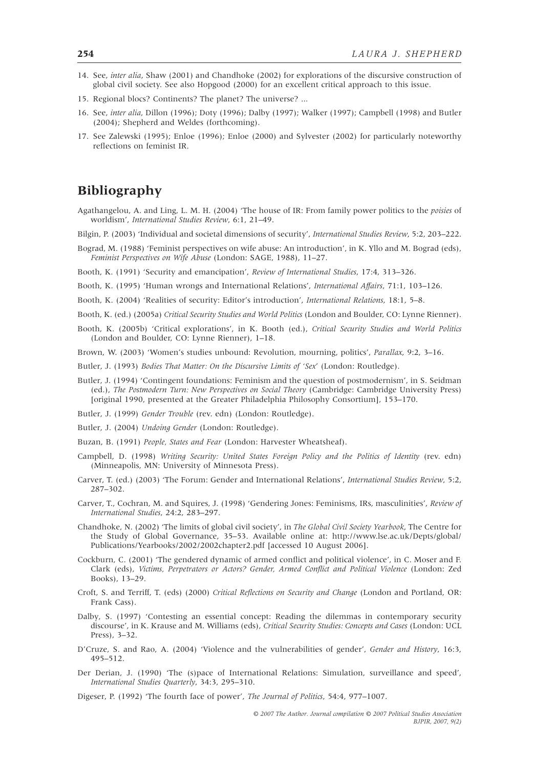14. See, *inter alia*, Shaw (2001) and Chandhoke (2002) for explorations of the discursive construction of global civil society. See also Hopgood (2000) for an excellent critical approach to this issue.
15. Regional blocs? Continents? The planet? The universe? ...
16. See, *inter alia*, Dillon (1996); Doty (1996); Dalby (1997); Walker (1997); Campbell (1998) and Butler (2004); Shepherd and Weldes (forthcoming).
17. See Zalewski (1995); Enloe (1996); Enloe (2000) and Sylvester (2002) for particularly noteworthy reflections on feminist IR.

## Bibliography

Agathangelou, A. and Ling, L. M. H. (2004) 'The house of IR: From family power politics to the *poisies* of worldism', *International Studies Review*, 6:1, 21–49.

Bilgin, P. (2003) 'Individual and societal dimensions of security', *International Studies Review*, 5:2, 203–222.

Bograd, M. (1988) 'Feminist perspectives on wife abuse: An introduction', in K. Yllo and M. Bograd (eds), *Feminist Perspectives on Wife Abuse* (London: SAGE, 1988), 11–27.

Booth, K. (1991) 'Security and emancipation', *Review of International Studies*, 17:4, 313–326.

Booth, K. (1995) 'Human wrongs and International Relations', *International Affairs*, 71:1, 103–126.

Booth, K. (2004) 'Realities of security: Editor's introduction', *International Relations*, 18:1, 5–8.

Booth, K. (ed.) (2005a) *Critical Security Studies and World Politics* (London and Boulder, CO: Lynne Rienner).

Booth, K. (2005b) 'Critical explorations', in K. Booth (ed.), *Critical Security Studies and World Politics* (London and Boulder, CO: Lynne Rienner), 1–18.

Brown, W. (2003) 'Women's studies unbound: Revolution, mourning, politics', *Parallax*, 9:2, 3–16.

Butler, J. (1993) *Bodies That Matter: On the Discursive Limits of 'Sex'* (London: Routledge).

Butler, J. (1994) 'Contingent foundations: Feminism and the question of postmodernism', in S. Seidman (ed.), *The Postmodern Turn: New Perspectives on Social Theory* (Cambridge: Cambridge University Press) [original 1990, presented at the Greater Philadelphia Philosophy Consortium], 153–170.

Butler, J. (1999) *Gender Trouble* (rev. edn) (London: Routledge).

Butler, J. (2004) *Undoing Gender* (London: Routledge).

Buzan, B. (1991) *People, States and Fear* (London: Harvester Wheatsheaf).

Campbell, D. (1998) *Writing Security: United States Foreign Policy and the Politics of Identity* (rev. edn) (Minneapolis, MN: University of Minnesota Press).

Carver, T. (ed.) (2003) 'The Forum: Gender and International Relations', *International Studies Review*, 5:2, 287–302.

Carver, T., Cochran, M. and Squires, J. (1998) 'Gendering Jones: Feminisms, IRs, masculinities', *Review of International Studies*, 24:2, 283–297.

Chandhoke, N. (2002) 'The limits of global civil society', in *The Global Civil Society Yearbook*, The Centre for the Study of Global Governance, 35–53. Available online at: http://www.lse.ac.uk/Depts/global/Publications/Yearbooks/2002/2002chapter2.pdf [accessed 10 August 2006].

Cockburn, C. (2001) 'The gendered dynamic of armed conflict and political violence', in C. Moser and F. Clark (eds), *Victims, Perpetrators or Actors? Gender, Armed Conflict and Political Violence* (London: Zed Books), 13–29.

Croft, S. and Terriff, T. (eds) (2000) *Critical Reflections on Security and Change* (London and Portland, OR: Frank Cass).

Dalby, S. (1997) 'Contesting an essential concept: Reading the dilemmas in contemporary security discourse', in K. Krause and M. Williams (eds), *Critical Security Studies: Concepts and Cases* (London: UCL Press), 3–32.

D'Cruze, S. and Rao, A. (2004) 'Violence and the vulnerabilities of gender', *Gender and History*, 16:3, 495–512.

Der Derian, J. (1990) 'The (s)pace of International Relations: Simulation, surveillance and speed', *International Studies Quarterly*, 34:3, 295–310.

Digeser, P. (1992) 'The fourth face of power', *The Journal of Politics*, 54:4, 977–1007.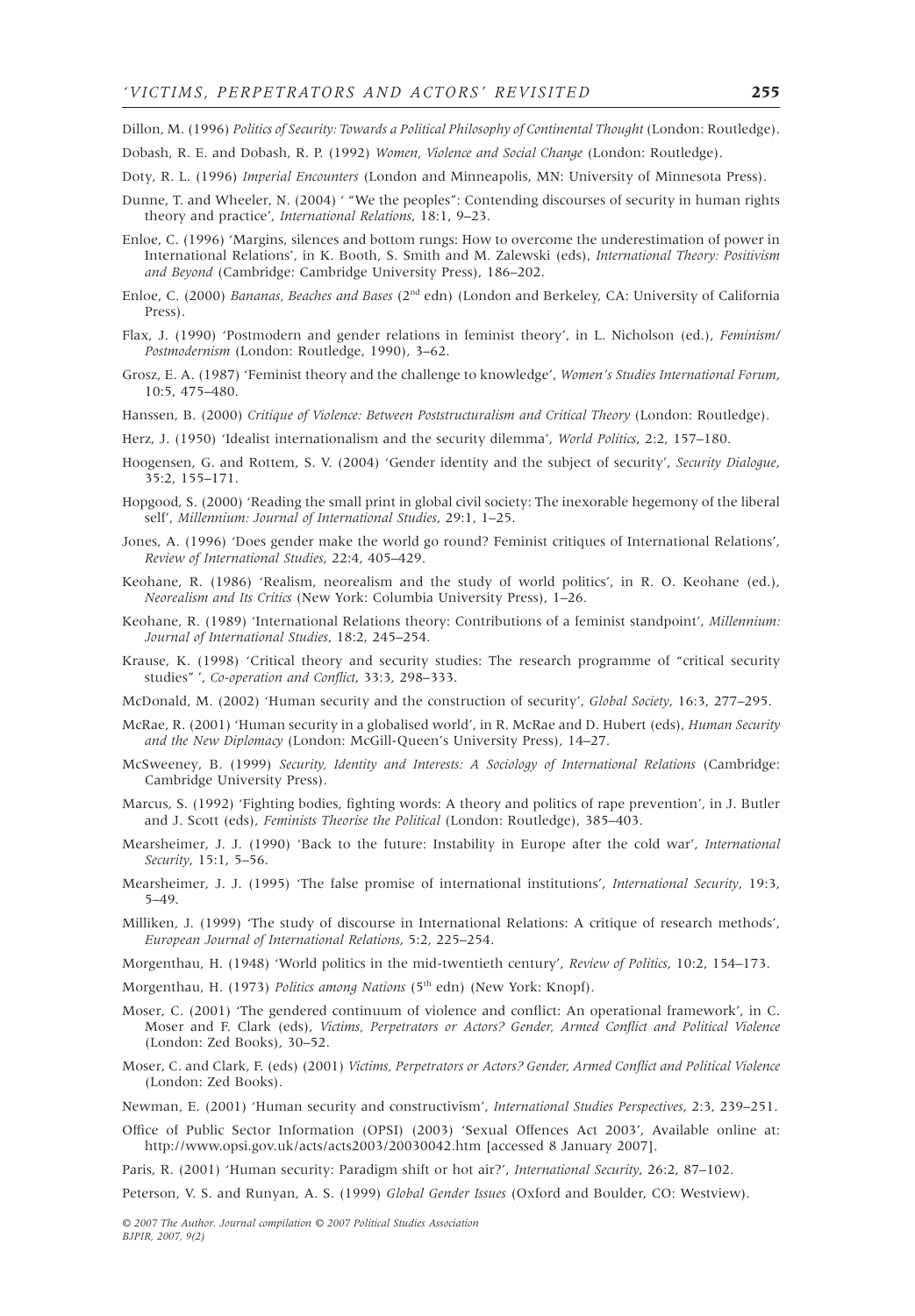Dillon, M. (1996) *Politics of Security: Towards a Political Philosophy of Continental Thought* (London: Routledge).

Dobash, R. E. and Dobash, R. P. (1992) *Women, Violence and Social Change* (London: Routledge).

Doty, R. L. (1996) *Imperial Encounters* (London and Minneapolis, MN: University of Minnesota Press).

Dunne, T. and Wheeler, N. (2004) ' "We the peoples": Contending discourses of security in human rights theory and practice', *International Relations*, 18:1, 9–23.

Enloe, C. (1996) 'Margins, silences and bottom rungs: How to overcome the underestimation of power in International Relations', in K. Booth, S. Smith and M. Zalewski (eds), *International Theory: Positivism and Beyond* (Cambridge: Cambridge University Press), 186–202.

Enloe, C. (2000) *Bananas, Beaches and Bases* (2nd edn) (London and Berkeley, CA: University of California Press).

Flax, J. (1990) 'Postmodern and gender relations in feminist theory', in L. Nicholson (ed.), *Feminism/Postmodernism* (London: Routledge, 1990), 3–62.

Grosz, E. A. (1987) 'Feminist theory and the challenge to knowledge', *Women's Studies International Forum*, 10:5, 475–480.

Hanssen, B. (2000) *Critique of Violence: Between Poststructuralism and Critical Theory* (London: Routledge).

Herz, J. (1950) 'Idealist internationalism and the security dilemma', *World Politics*, 2:2, 157–180.

Hoogensen, G. and Rottem, S. V. (2004) 'Gender identity and the subject of security', *Security Dialogue*, 35:2, 155–171.

Hopgood, S. (2000) 'Reading the small print in global civil society: The inexorable hegemony of the liberal self', *Millennium: Journal of International Studies*, 29:1, 1–25.

Jones, A. (1996) 'Does gender make the world go round? Feminist critiques of International Relations', *Review of International Studies*, 22:4, 405–429.

Keohane, R. (1986) 'Realism, neorealism and the study of world politics', in R. O. Keohane (ed.), *Neorealism and Its Critics* (New York: Columbia University Press), 1–26.

Keohane, R. (1989) 'International Relations theory: Contributions of a feminist standpoint', *Millennium: Journal of International Studies*, 18:2, 245–254.

Krause, K. (1998) 'Critical theory and security studies: The research programme of "critical security studies" ', *Co-operation and Conflict*, 33:3, 298–333.

McDonald, M. (2002) 'Human security and the construction of security', *Global Society*, 16:3, 277–295.

McRae, R. (2001) 'Human security in a globalised world', in R. McRae and D. Hubert (eds), *Human Security and the New Diplomacy* (London: McGill-Queen's University Press), 14–27.

McSweeney, B. (1999) *Security, Identity and Interests: A Sociology of International Relations* (Cambridge: Cambridge University Press).

Marcus, S. (1992) 'Fighting bodies, fighting words: A theory and politics of rape prevention', in J. Butler and J. Scott (eds), *Feminists Theorise the Political* (London: Routledge), 385–403.

Mearsheimer, J. J. (1990) 'Back to the future: Instability in Europe after the cold war', *International Security*, 15:1, 5–56.

Mearsheimer, J. J. (1995) 'The false promise of international institutions', *International Security*, 19:3, 5–49.

Milliken, J. (1999) 'The study of discourse in International Relations: A critique of research methods', *European Journal of International Relations*, 5:2, 225–254.

Morgenthau, H. (1948) 'World politics in the mid-twentieth century', *Review of Politics*, 10:2, 154–173.

Morgenthau, H. (1973) *Politics among Nations* (5th edn) (New York: Knopf).

Moser, C. (2001) 'The gendered continuum of violence and conflict: An operational framework', in C. Moser and F. Clark (eds), *Victims, Perpetrators or Actors? Gender, Armed Conflict and Political Violence* (London: Zed Books), 30–52.

Moser, C. and Clark, F. (eds) (2001) *Victims, Perpetrators or Actors? Gender, Armed Conflict and Political Violence* (London: Zed Books).

Newman, E. (2001) 'Human security and constructivism', *International Studies Perspectives*, 2:3, 239–251.

Office of Public Sector Information (OPSI) (2003) 'Sexual Offences Act 2003', Available online at: http://www.opsi.gov.uk/acts/acts2003/20030042.htm [accessed 8 January 2007].

Paris, R. (2001) 'Human security: Paradigm shift or hot air?', *International Security*, 26:2, 87–102.

Peterson, V. S. and Runyan, A. S. (1999) *Global Gender Issues* (Oxford and Boulder, CO: Westview).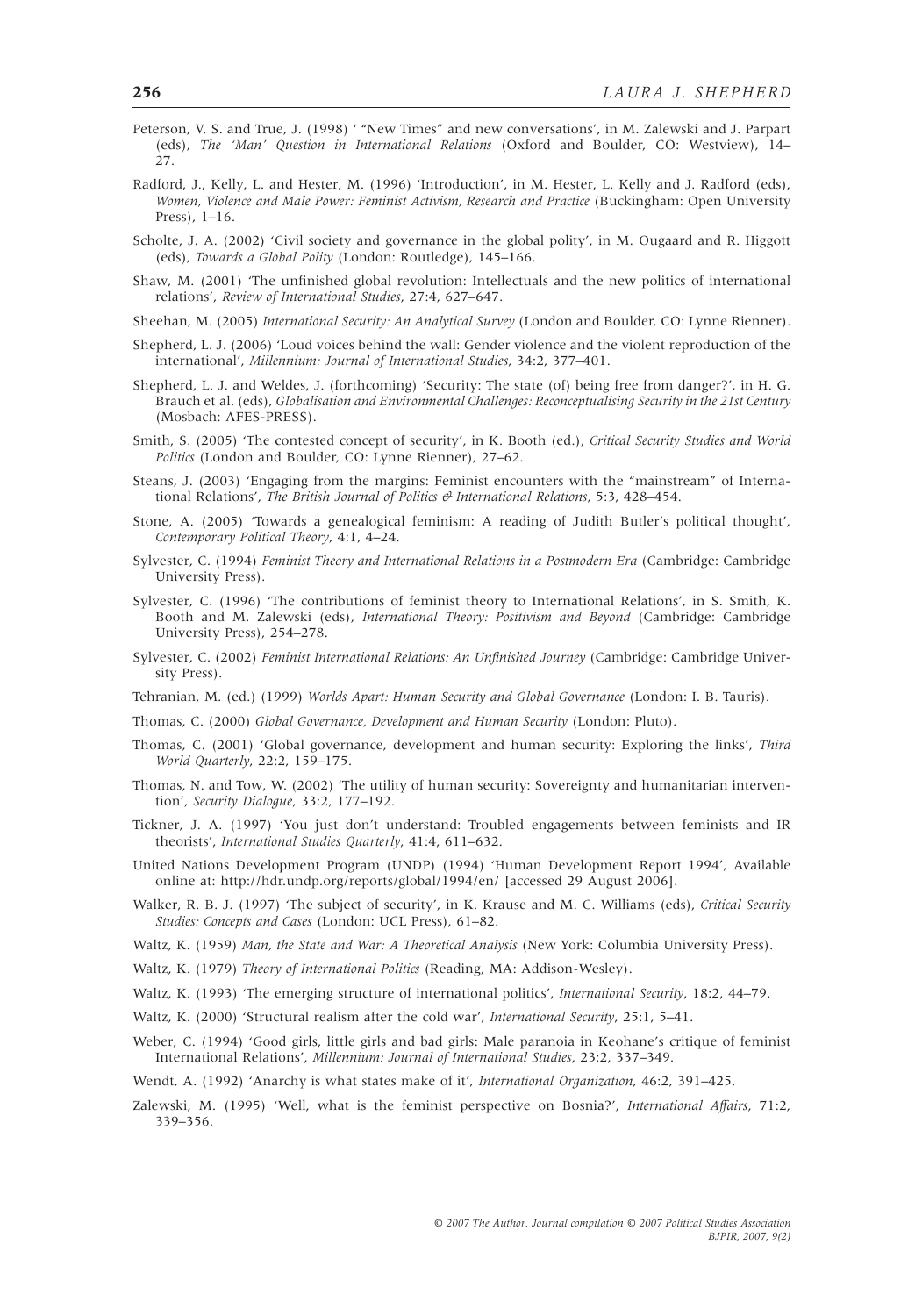Peterson, V. S. and True, J. (1998) ' "New Times" and new conversations', in M. Zalewski and J. Parpart (eds), *The 'Man' Question in International Relations* (Oxford and Boulder, CO: Westview), 14–27.

Radford, J., Kelly, L. and Hester, M. (1996) 'Introduction', in M. Hester, L. Kelly and J. Radford (eds), *Women, Violence and Male Power: Feminist Activism, Research and Practice* (Buckingham: Open University Press), 1–16.

Scholte, J. A. (2002) 'Civil society and governance in the global polity', in M. Ougaard and R. Higgott (eds), *Towards a Global Polity* (London: Routledge), 145–166.

Shaw, M. (2001) 'The unfinished global revolution: Intellectuals and the new politics of international relations', *Review of International Studies*, 27:4, 627–647.

Sheehan, M. (2005) *International Security: An Analytical Survey* (London and Boulder, CO: Lynne Rienner).

Shepherd, L. J. (2006) 'Loud voices behind the wall: Gender violence and the violent reproduction of the international', *Millennium: Journal of International Studies*, 34:2, 377–401.

Shepherd, L. J. and Weldes, J. (forthcoming) 'Security: The state (of) being free from danger?', in H. G. Brauch et al. (eds), *Globalisation and Environmental Challenges: Reconceptualising Security in the 21st Century* (Mosbach: AFES-PRESS).

Smith, S. (2005) 'The contested concept of security', in K. Booth (ed.), *Critical Security Studies and World Politics* (London and Boulder, CO: Lynne Rienner), 27–62.

Steans, J. (2003) 'Engaging from the margins: Feminist encounters with the "mainstream" of International Relations', *The British Journal of Politics & International Relations*, 5:3, 428–454.

Stone, A. (2005) 'Towards a genealogical feminism: A reading of Judith Butler's political thought', *Contemporary Political Theory*, 4:1, 4–24.

Sylvester, C. (1994) *Feminist Theory and International Relations in a Postmodern Era* (Cambridge: Cambridge University Press).

Sylvester, C. (1996) 'The contributions of feminist theory to International Relations', in S. Smith, K. Booth and M. Zalewski (eds), *International Theory: Positivism and Beyond* (Cambridge: Cambridge University Press), 254–278.

Sylvester, C. (2002) *Feminist International Relations: An Unfinished Journey* (Cambridge: Cambridge University Press).

Tehranian, M. (ed.) (1999) *Worlds Apart: Human Security and Global Governance* (London: I. B. Tauris).

Thomas, C. (2000) *Global Governance, Development and Human Security* (London: Pluto).

Thomas, C. (2001) 'Global governance, development and human security: Exploring the links', *Third World Quarterly*, 22:2, 159–175.

Thomas, N. and Tow, W. (2002) 'The utility of human security: Sovereignty and humanitarian intervention', *Security Dialogue*, 33:2, 177–192.

Tickner, J. A. (1997) 'You just don't understand: Troubled engagements between feminists and IR theorists', *International Studies Quarterly*, 41:4, 611–632.

United Nations Development Program (UNDP) (1994) 'Human Development Report 1994', Available online at: http://hdr.undp.org/reports/global/1994/en/ [accessed 29 August 2006].

Walker, R. B. J. (1997) 'The subject of security', in K. Krause and M. C. Williams (eds), *Critical Security Studies: Concepts and Cases* (London: UCL Press), 61–82.

Waltz, K. (1959) *Man, the State and War: A Theoretical Analysis* (New York: Columbia University Press).

Waltz, K. (1979) *Theory of International Politics* (Reading, MA: Addison-Wesley).

Waltz, K. (1993) 'The emerging structure of international politics', *International Security*, 18:2, 44–79.

Waltz, K. (2000) 'Structural realism after the cold war', *International Security*, 25:1, 5–41.

Weber, C. (1994) 'Good girls, little girls and bad girls: Male paranoia in Keohane's critique of feminist International Relations', *Millennium: Journal of International Studies*, 23:2, 337–349.

Wendt, A. (1992) 'Anarchy is what states make of it', *International Organization*, 46:2, 391–425.

Zalewski, M. (1995) 'Well, what is the feminist perspective on Bosnia?', *International Affairs*, 71:2, 339–356.